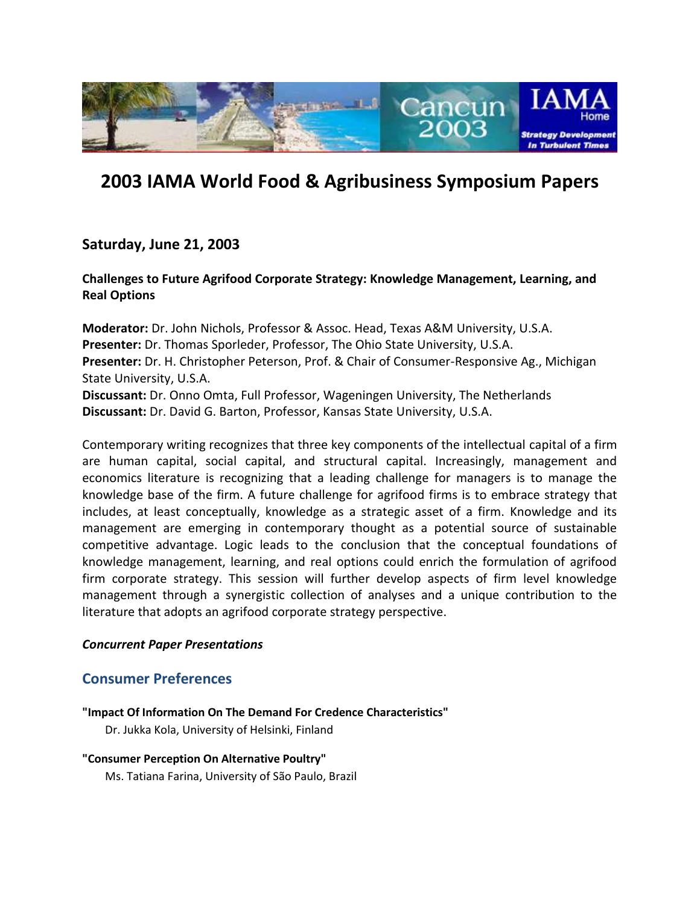# 2003 IAMA World Food & Agribusiness Symposium Papers

## Saturday, June 21, 2003

**Challenges to Future Agrifood Corporate Strategy: Knowledge Management, Learning, and Real Options**

**Moderator:** Dr. John Nichols, Professor & Assoc. Head, Texas A&M University, U.S.A.
**Presenter:** Dr. Thomas Sporleder, Professor, The Ohio State University, U.S.A.
**Presenter:** Dr. H. Christopher Peterson, Prof. & Chair of Consumer-Responsive Ag., Michigan State University, U.S.A.
**Discussant:** Dr. Onno Omta, Full Professor, Wageningen University, The Netherlands
**Discussant:** Dr. David G. Barton, Professor, Kansas State University, U.S.A.

Contemporary writing recognizes that three key components of the intellectual capital of a firm are human capital, social capital, and structural capital. Increasingly, management and economics literature is recognizing that a leading challenge for managers is to manage the knowledge base of the firm. A future challenge for agrifood firms is to embrace strategy that includes, at least conceptually, knowledge as a strategic asset of a firm. Knowledge and its management are emerging in contemporary thought as a potential source of sustainable competitive advantage. Logic leads to the conclusion that the conceptual foundations of knowledge management, learning, and real options could enrich the formulation of agrifood firm corporate strategy. This session will further develop aspects of firm level knowledge management through a synergistic collection of analyses and a unique contribution to the literature that adopts an agrifood corporate strategy perspective.

***Concurrent Paper Presentations***

## Consumer Preferences

**"Impact Of Information On The Demand For Credence Characteristics"**
Dr. Jukka Kola, University of Helsinki, Finland

**"Consumer Perception On Alternative Poultry"**
Ms. Tatiana Farina, University of São Paulo, Brazil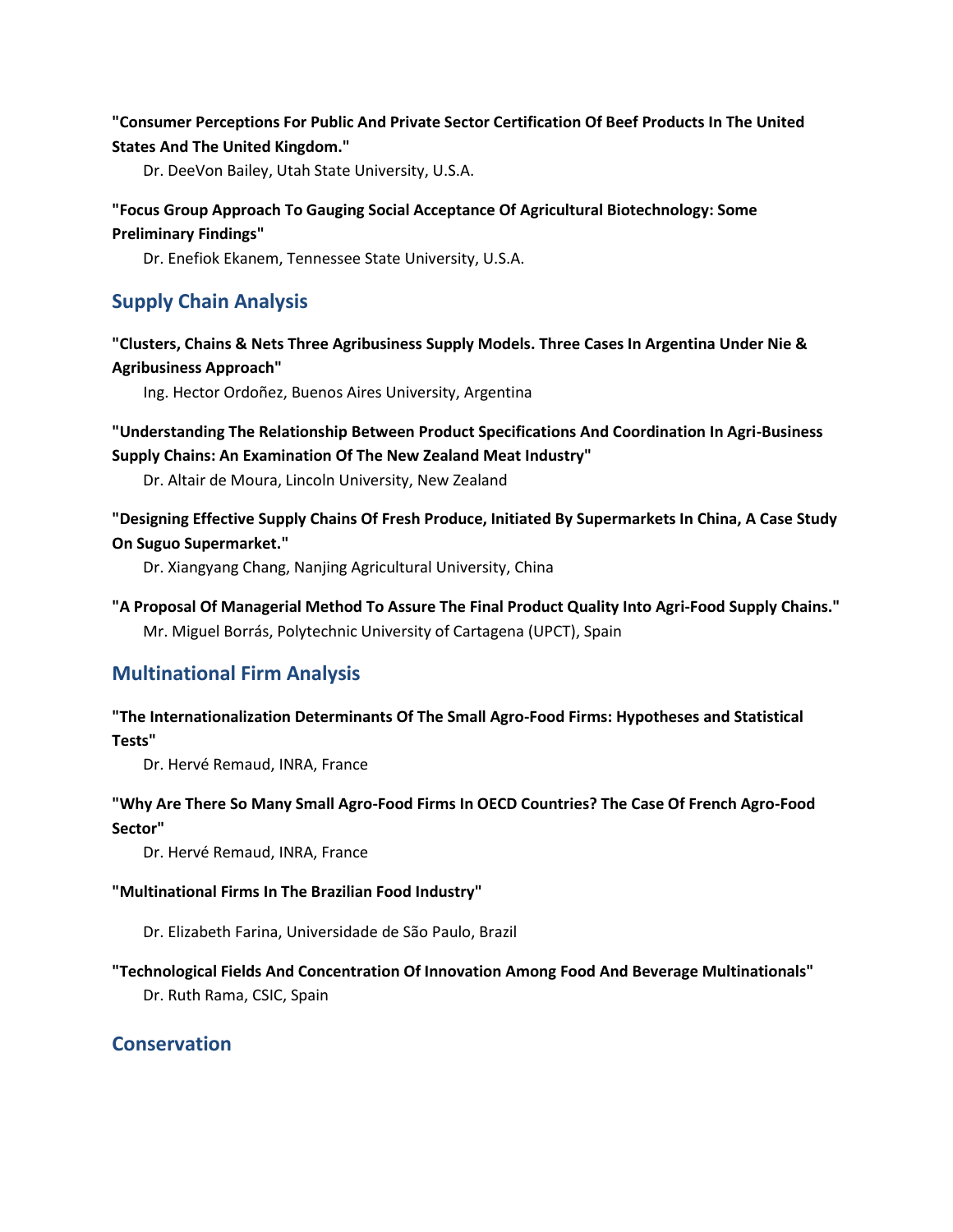**"Consumer Perceptions For Public And Private Sector Certification Of Beef Products In The United States And The United Kingdom."**

Dr. DeeVon Bailey, Utah State University, U.S.A.

**"Focus Group Approach To Gauging Social Acceptance Of Agricultural Biotechnology: Some Preliminary Findings"**

Dr. Enefiok Ekanem, Tennessee State University, U.S.A.

## Supply Chain Analysis

**"Clusters, Chains & Nets Three Agribusiness Supply Models. Three Cases In Argentina Under Nie & Agribusiness Approach"**

Ing. Hector Ordoñez, Buenos Aires University, Argentina

**"Understanding The Relationship Between Product Specifications And Coordination In Agri-Business Supply Chains: An Examination Of The New Zealand Meat Industry"**

Dr. Altair de Moura, Lincoln University, New Zealand

**"Designing Effective Supply Chains Of Fresh Produce, Initiated By Supermarkets In China, A Case Study On Suguo Supermarket."**

Dr. Xiangyang Chang, Nanjing Agricultural University, China

**"A Proposal Of Managerial Method To Assure The Final Product Quality Into Agri-Food Supply Chains."**

Mr. Miguel Borrás, Polytechnic University of Cartagena (UPCT), Spain

## Multinational Firm Analysis

**"The Internationalization Determinants Of The Small Agro-Food Firms: Hypotheses and Statistical Tests"**

Dr. Hervé Remaud, INRA, France

**"Why Are There So Many Small Agro-Food Firms In OECD Countries? The Case Of French Agro-Food Sector"**

Dr. Hervé Remaud, INRA, France

**"Multinational Firms In The Brazilian Food Industry"**

Dr. Elizabeth Farina, Universidade de São Paulo, Brazil

**"Technological Fields And Concentration Of Innovation Among Food And Beverage Multinationals"**

Dr. Ruth Rama, CSIC, Spain

## Conservation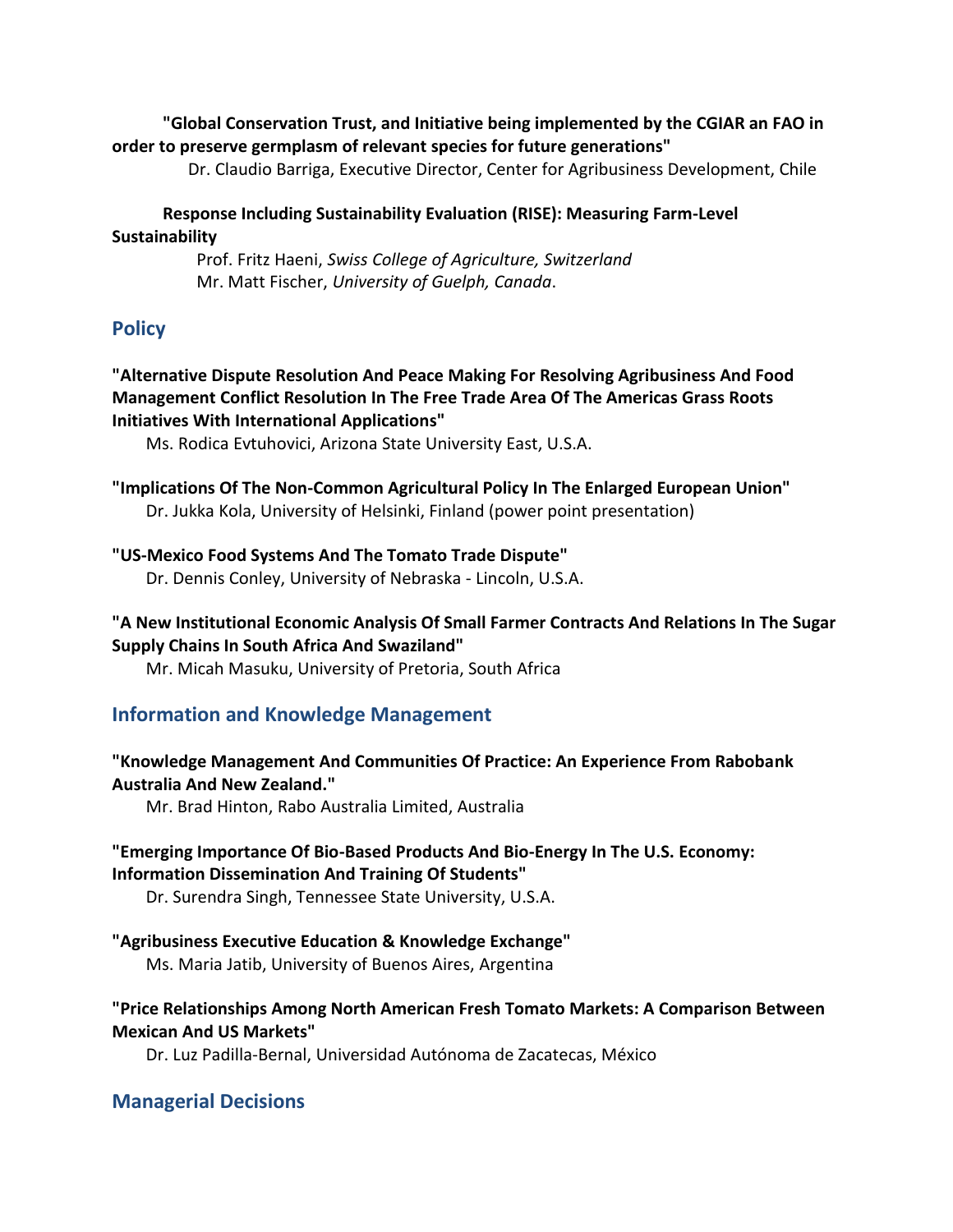**"Global Conservation Trust, and Initiative being implemented by the CGIAR an FAO in order to preserve germplasm of relevant species for future generations"**

Dr. Claudio Barriga, Executive Director, Center for Agribusiness Development, Chile

**Response Including Sustainability Evaluation (RISE): Measuring Farm-Level Sustainability**

Prof. Fritz Haeni, *Swiss College of Agriculture, Switzerland*
Mr. Matt Fischer, *University of Guelph, Canada*.

## Policy

**"Alternative Dispute Resolution And Peace Making For Resolving Agribusiness And Food Management Conflict Resolution In The Free Trade Area Of The Americas Grass Roots Initiatives With International Applications"**

Ms. Rodica Evtuhovici, Arizona State University East, U.S.A.

**"Implications Of The Non-Common Agricultural Policy In The Enlarged European Union"**

Dr. Jukka Kola, University of Helsinki, Finland (power point presentation)

**"US-Mexico Food Systems And The Tomato Trade Dispute"**

Dr. Dennis Conley, University of Nebraska - Lincoln, U.S.A.

**"A New Institutional Economic Analysis Of Small Farmer Contracts And Relations In The Sugar Supply Chains In South Africa And Swaziland"**

Mr. Micah Masuku, University of Pretoria, South Africa

## Information and Knowledge Management

**"Knowledge Management And Communities Of Practice: An Experience From Rabobank Australia And New Zealand."**

Mr. Brad Hinton, Rabo Australia Limited, Australia

**"Emerging Importance Of Bio-Based Products And Bio-Energy In The U.S. Economy: Information Dissemination And Training Of Students"**

Dr. Surendra Singh, Tennessee State University, U.S.A.

**"Agribusiness Executive Education & Knowledge Exchange"**

Ms. Maria Jatib, University of Buenos Aires, Argentina

**"Price Relationships Among North American Fresh Tomato Markets: A Comparison Between Mexican And US Markets"**

Dr. Luz Padilla-Bernal, Universidad Autónoma de Zacatecas, México

## Managerial Decisions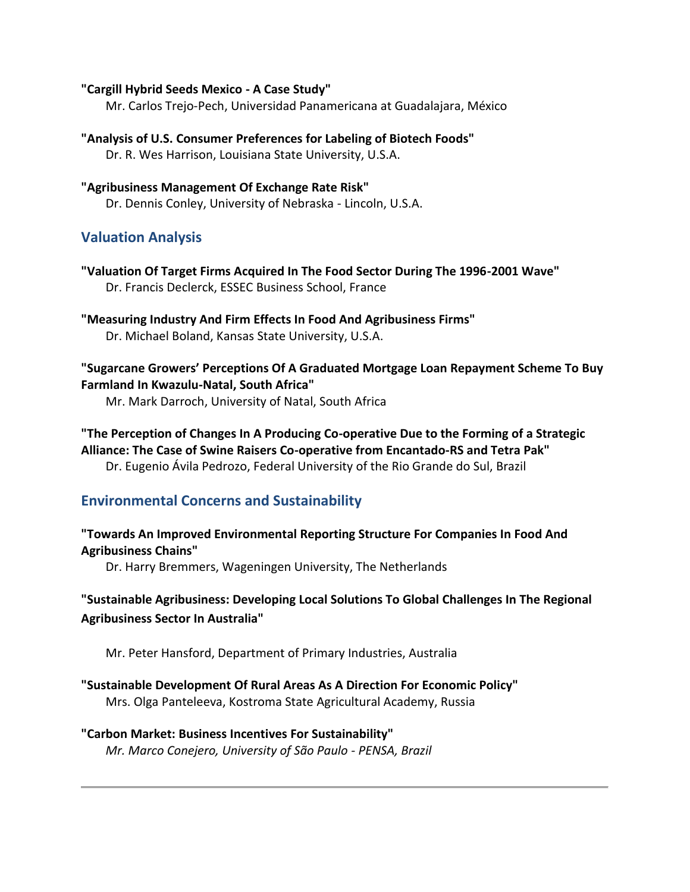**"Cargill Hybrid Seeds Mexico - A Case Study"**
Mr. Carlos Trejo-Pech, Universidad Panamericana at Guadalajara, México

**"Analysis of U.S. Consumer Preferences for Labeling of Biotech Foods"**
Dr. R. Wes Harrison, Louisiana State University, U.S.A.

**"Agribusiness Management Of Exchange Rate Risk"**
Dr. Dennis Conley, University of Nebraska - Lincoln, U.S.A.

## Valuation Analysis

**"Valuation Of Target Firms Acquired In The Food Sector During The 1996-2001 Wave"**
Dr. Francis Declerck, ESSEC Business School, France

**"Measuring Industry And Firm Effects In Food And Agribusiness Firms"**
Dr. Michael Boland, Kansas State University, U.S.A.

**"Sugarcane Growers' Perceptions Of A Graduated Mortgage Loan Repayment Scheme To Buy Farmland In Kwazulu-Natal, South Africa"**
Mr. Mark Darroch, University of Natal, South Africa

**"The Perception of Changes In A Producing Co-operative Due to the Forming of a Strategic Alliance: The Case of Swine Raisers Co-operative from Encantado-RS and Tetra Pak"**
Dr. Eugenio Ávila Pedrozo, Federal University of the Rio Grande do Sul, Brazil

## Environmental Concerns and Sustainability

**"Towards An Improved Environmental Reporting Structure For Companies In Food And Agribusiness Chains"**
Dr. Harry Bremmers, Wageningen University, The Netherlands

**"Sustainable Agribusiness: Developing Local Solutions To Global Challenges In The Regional Agribusiness Sector In Australia"**

Mr. Peter Hansford, Department of Primary Industries, Australia

**"Sustainable Development Of Rural Areas As A Direction For Economic Policy"**
Mrs. Olga Panteleeva, Kostroma State Agricultural Academy, Russia

**"Carbon Market: Business Incentives For Sustainability"**
*Mr. Marco Conejero, University of São Paulo - PENSA, Brazil*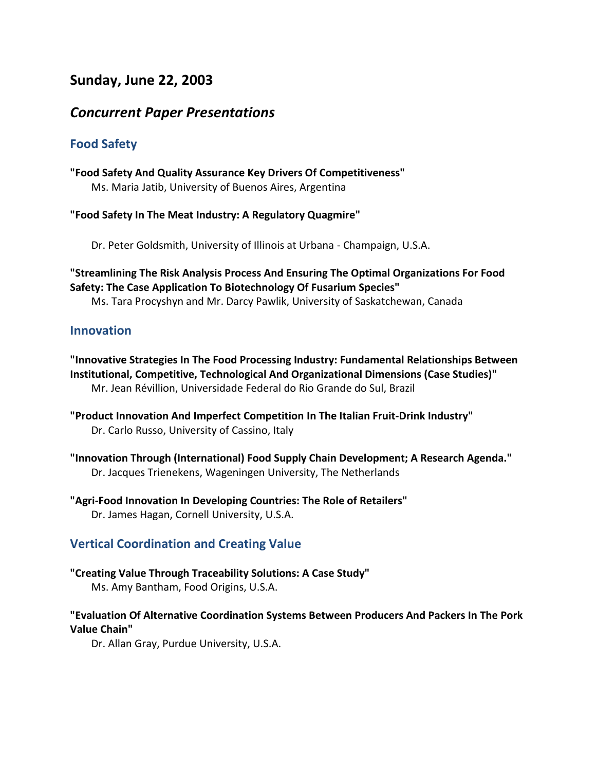## Sunday, June 22, 2003

### *Concurrent Paper Presentations*

### Food Safety

**"Food Safety And Quality Assurance Key Drivers Of Competitiveness"**
Ms. Maria Jatib, University of Buenos Aires, Argentina

**"Food Safety In The Meat Industry: A Regulatory Quagmire"**
Dr. Peter Goldsmith, University of Illinois at Urbana - Champaign, U.S.A.

**"Streamlining The Risk Analysis Process And Ensuring The Optimal Organizations For Food Safety: The Case Application To Biotechnology Of Fusarium Species"**
Ms. Tara Procyshyn and Mr. Darcy Pawlik, University of Saskatchewan, Canada

### Innovation

**"Innovative Strategies In The Food Processing Industry: Fundamental Relationships Between Institutional, Competitive, Technological And Organizational Dimensions (Case Studies)"**
Mr. Jean Révillion, Universidade Federal do Rio Grande do Sul, Brazil

**"Product Innovation And Imperfect Competition In The Italian Fruit-Drink Industry"**
Dr. Carlo Russo, University of Cassino, Italy

**"Innovation Through (International) Food Supply Chain Development; A Research Agenda."**
Dr. Jacques Trienekens, Wageningen University, The Netherlands

**"Agri-Food Innovation In Developing Countries: The Role of Retailers"**
Dr. James Hagan, Cornell University, U.S.A.

### Vertical Coordination and Creating Value

**"Creating Value Through Traceability Solutions: A Case Study"**
Ms. Amy Bantham, Food Origins, U.S.A.

**"Evaluation Of Alternative Coordination Systems Between Producers And Packers In The Pork Value Chain"**
Dr. Allan Gray, Purdue University, U.S.A.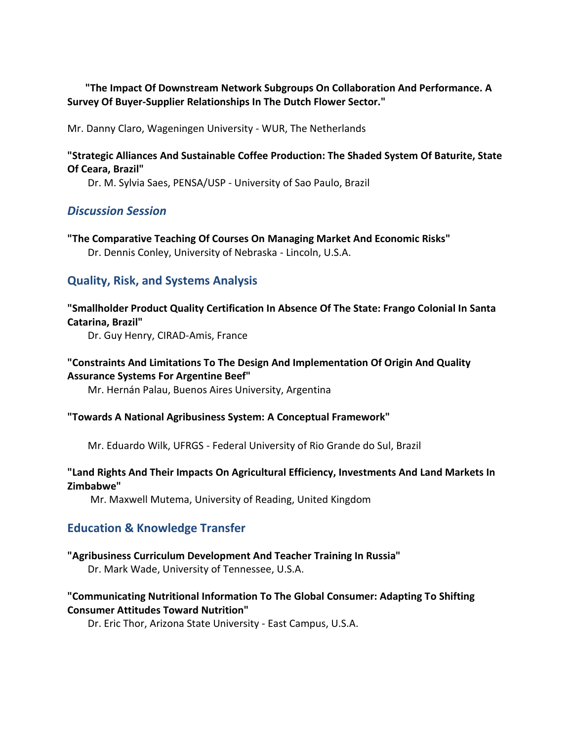**"The Impact Of Downstream Network Subgroups On Collaboration And Performance. A Survey Of Buyer-Supplier Relationships In The Dutch Flower Sector."**

Mr. Danny Claro, Wageningen University - WUR, The Netherlands

**"Strategic Alliances And Sustainable Coffee Production: The Shaded System Of Baturite, State Of Ceara, Brazil"**

Dr. M. Sylvia Saes, PENSA/USP - University of Sao Paulo, Brazil

### *Discussion Session*

**"The Comparative Teaching Of Courses On Managing Market And Economic Risks"**

Dr. Dennis Conley, University of Nebraska - Lincoln, U.S.A.

### Quality, Risk, and Systems Analysis

**"Smallholder Product Quality Certification In Absence Of The State: Frango Colonial In Santa Catarina, Brazil"**

Dr. Guy Henry, CIRAD-Amis, France

**"Constraints And Limitations To The Design And Implementation Of Origin And Quality Assurance Systems For Argentine Beef"**

Mr. Hernán Palau, Buenos Aires University, Argentina

**"Towards A National Agribusiness System: A Conceptual Framework"**

Mr. Eduardo Wilk, UFRGS - Federal University of Rio Grande do Sul, Brazil

**"Land Rights And Their Impacts On Agricultural Efficiency, Investments And Land Markets In Zimbabwe"**

Mr. Maxwell Mutema, University of Reading, United Kingdom

### Education & Knowledge Transfer

**"Agribusiness Curriculum Development And Teacher Training In Russia"**

Dr. Mark Wade, University of Tennessee, U.S.A.

**"Communicating Nutritional Information To The Global Consumer: Adapting To Shifting Consumer Attitudes Toward Nutrition"**

Dr. Eric Thor, Arizona State University - East Campus, U.S.A.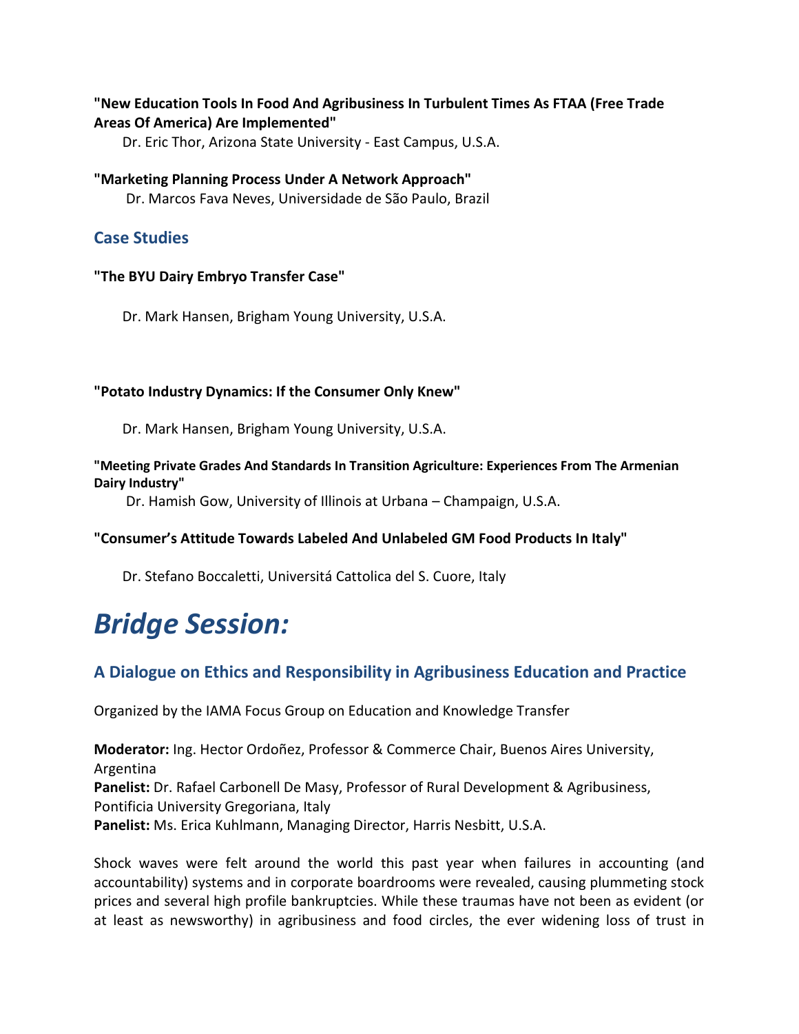**"New Education Tools In Food And Agribusiness In Turbulent Times As FTAA (Free Trade Areas Of America) Are Implemented"**

Dr. Eric Thor, Arizona State University - East Campus, U.S.A.

**"Marketing Planning Process Under A Network Approach"**

Dr. Marcos Fava Neves, Universidade de São Paulo, Brazil

### Case Studies

**"The BYU Dairy Embryo Transfer Case"**

Dr. Mark Hansen, Brigham Young University, U.S.A.

**"Potato Industry Dynamics: If the Consumer Only Knew"**

Dr. Mark Hansen, Brigham Young University, U.S.A.

**"Meeting Private Grades And Standards In Transition Agriculture: Experiences From The Armenian Dairy Industry"**

Dr. Hamish Gow, University of Illinois at Urbana – Champaign, U.S.A.

**"Consumer's Attitude Towards Labeled And Unlabeled GM Food Products In Italy"**

Dr. Stefano Boccaletti, Universitá Cattolica del S. Cuore, Italy

# *Bridge Session:*

### A Dialogue on Ethics and Responsibility in Agribusiness Education and Practice

Organized by the IAMA Focus Group on Education and Knowledge Transfer

**Moderator:** Ing. Hector Ordoñez, Professor & Commerce Chair, Buenos Aires University, Argentina
**Panelist:** Dr. Rafael Carbonell De Masy, Professor of Rural Development & Agribusiness, Pontificia University Gregoriana, Italy
**Panelist:** Ms. Erica Kuhlmann, Managing Director, Harris Nesbitt, U.S.A.

Shock waves were felt around the world this past year when failures in accounting (and accountability) systems and in corporate boardrooms were revealed, causing plummeting stock prices and several high profile bankruptcies. While these traumas have not been as evident (or at least as newsworthy) in agribusiness and food circles, the ever widening loss of trust in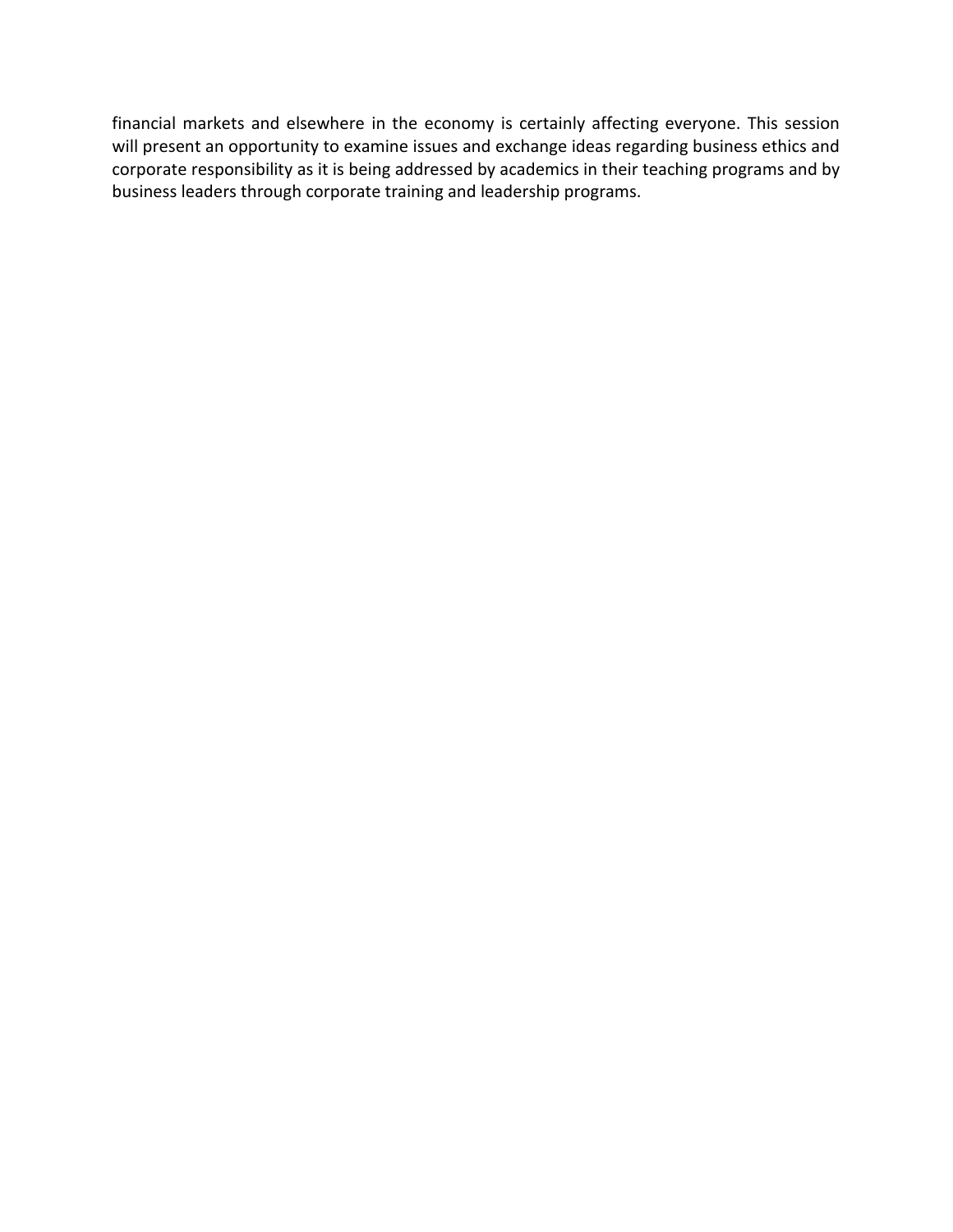financial markets and elsewhere in the economy is certainly affecting everyone. This session will present an opportunity to examine issues and exchange ideas regarding business ethics and corporate responsibility as it is being addressed by academics in their teaching programs and by business leaders through corporate training and leadership programs.